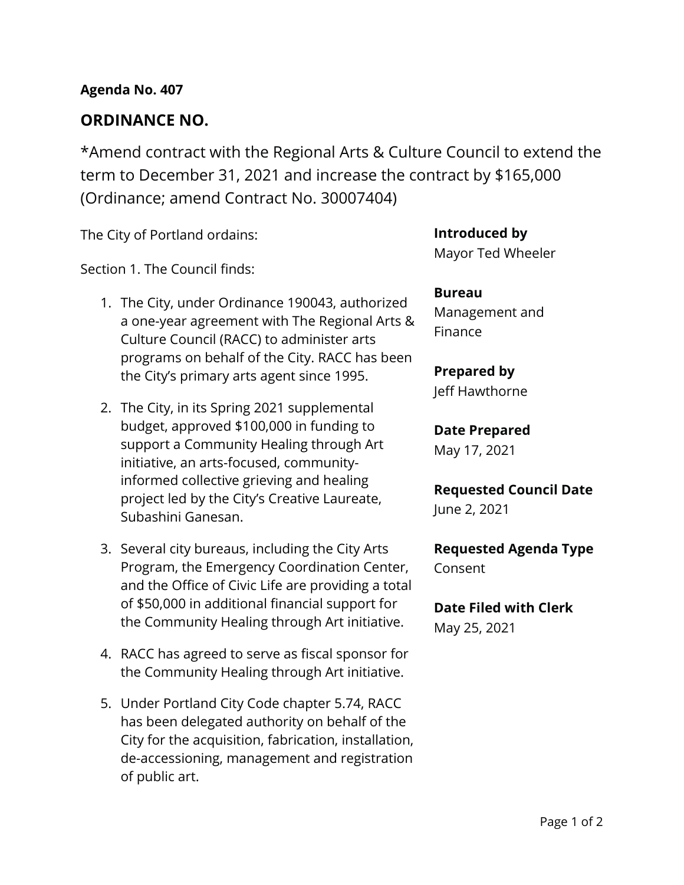**Agenda No. 407**

## ORDINANCE NO.

*Amend contract with the Regional Arts & Culture Council to extend the term to December 31, 2021 and increase the contract by $165,000 (Ordinance; amend Contract No. 30007404)

The City of Portland ordains:

Section 1. The Council finds:

1. The City, under Ordinance 190043, authorized a one-year agreement with The Regional Arts & Culture Council (RACC) to administer arts programs on behalf of the City. RACC has been the City's primary arts agent since 1995.

2. The City, in its Spring 2021 supplemental budget, approved $100,000 in funding to support a Community Healing through Art initiative, an arts-focused, community-informed collective grieving and healing project led by the City's Creative Laureate, Subashini Ganesan.

3. Several city bureaus, including the City Arts Program, the Emergency Coordination Center, and the Office of Civic Life are providing a total of $50,000 in additional financial support for the Community Healing through Art initiative.

4. RACC has agreed to serve as fiscal sponsor for the Community Healing through Art initiative.

5. Under Portland City Code chapter 5.74, RACC has been delegated authority on behalf of the City for the acquisition, fabrication, installation, de-accessioning, management and registration of public art.

**Introduced by**
Mayor Ted Wheeler

**Bureau**
Management and Finance

**Prepared by**
Jeff Hawthorne

**Date Prepared**
May 17, 2021

**Requested Council Date**
June 2, 2021

**Requested Agenda Type**
Consent

**Date Filed with Clerk**
May 25, 2021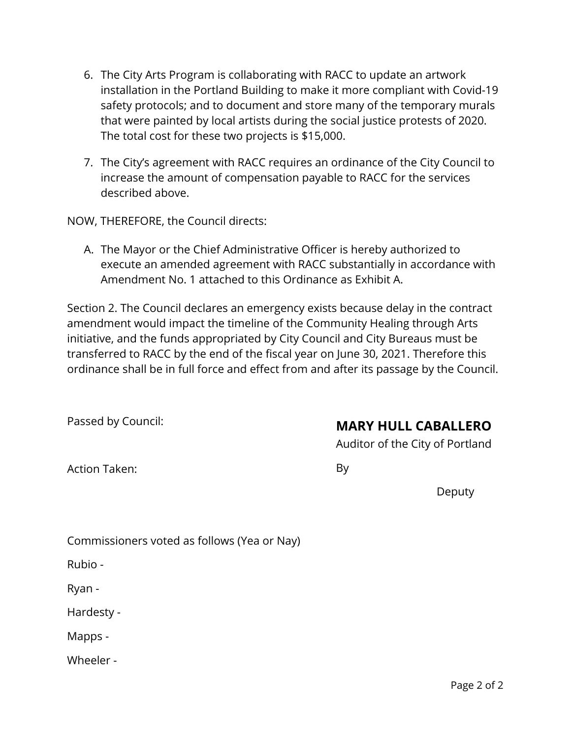6. The City Arts Program is collaborating with RACC to update an artwork installation in the Portland Building to make it more compliant with Covid-19 safety protocols; and to document and store many of the temporary murals that were painted by local artists during the social justice protests of 2020. The total cost for these two projects is $15,000.

7. The City's agreement with RACC requires an ordinance of the City Council to increase the amount of compensation payable to RACC for the services described above.

NOW, THEREFORE, the Council directs:

A. The Mayor or the Chief Administrative Officer is hereby authorized to execute an amended agreement with RACC substantially in accordance with Amendment No. 1 attached to this Ordinance as Exhibit A.

Section 2. The Council declares an emergency exists because delay in the contract amendment would impact the timeline of the Community Healing through Arts initiative, and the funds appropriated by City Council and City Bureaus must be transferred to RACC by the end of the fiscal year on June 30, 2021. Therefore this ordinance shall be in full force and effect from and after its passage by the Council.

Passed by Council:

Action Taken:

**MARY HULL CABALLERO**
Auditor of the City of Portland

By

Deputy

Commissioners voted as follows (Yea or Nay)

Rubio -

Ryan -

Hardesty -

Mapps -

Wheeler -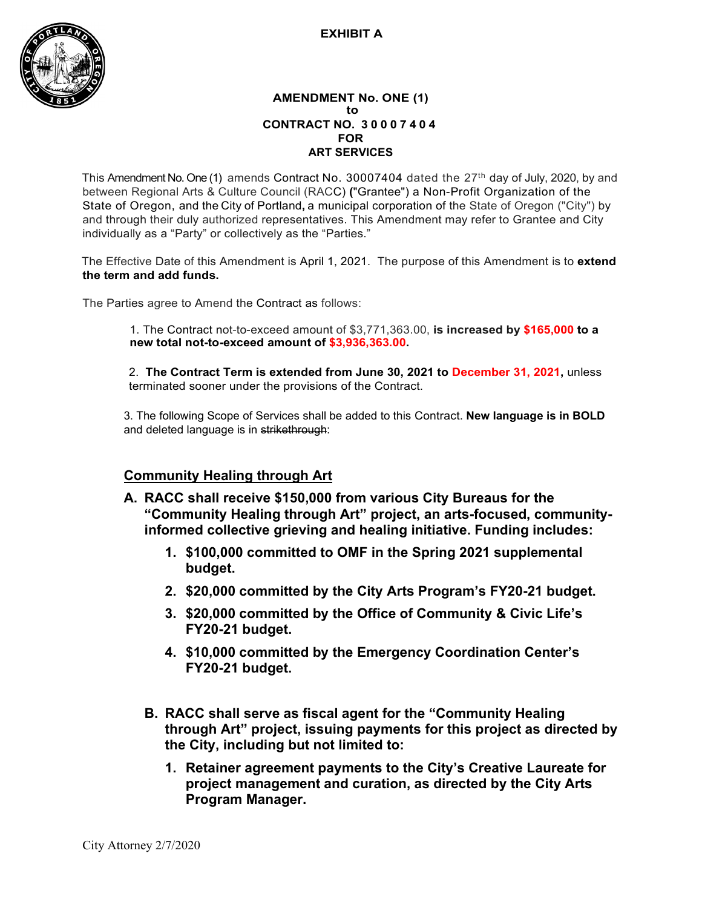**EXHIBIT A**

**AMENDMENT No. ONE (1)**
**to**
**CONTRACT NO. 30007404**
**FOR**
**ART SERVICES**

This Amendment No. One (1) amends Contract No. 30007404 dated the 27th day of July, 2020, by and between Regional Arts & Culture Council (RACC) ("Grantee") a Non-Profit Organization of the State of Oregon, and the City of Portland, a municipal corporation of the State of Oregon ("City") by and through their duly authorized representatives. This Amendment may refer to Grantee and City individually as a "Party" or collectively as the "Parties."

The Effective Date of this Amendment is April 1, 2021. The purpose of this Amendment is to **extend the term and add funds.**

The Parties agree to Amend the Contract as follows:

1. The Contract not-to-exceed amount of $3,771,363.00, **is increased by $165,000 to a new total not-to-exceed amount of $3,936,363.00.**

2. **The Contract Term is extended from June 30, 2021 to December 31, 2021,** unless terminated sooner under the provisions of the Contract.

3. The following Scope of Services shall be added to this Contract. **New language is in BOLD** and deleted language is in ~~strikethrough~~:

## Community Healing through Art

**A. RACC shall receive $150,000 from various City Bureaus for the "Community Healing through Art" project, an arts-focused, community-informed collective grieving and healing initiative. Funding includes:**

1. **$100,000 committed to OMF in the Spring 2021 supplemental budget.**
2. **$20,000 committed by the City Arts Program's FY20-21 budget.**
3. **$20,000 committed by the Office of Community & Civic Life's FY20-21 budget.**
4. **$10,000 committed by the Emergency Coordination Center's FY20-21 budget.**

**B. RACC shall serve as fiscal agent for the "Community Healing through Art" project, issuing payments for this project as directed by the City, including but not limited to:**

1. **Retainer agreement payments to the City's Creative Laureate for project management and curation, as directed by the City Arts Program Manager.**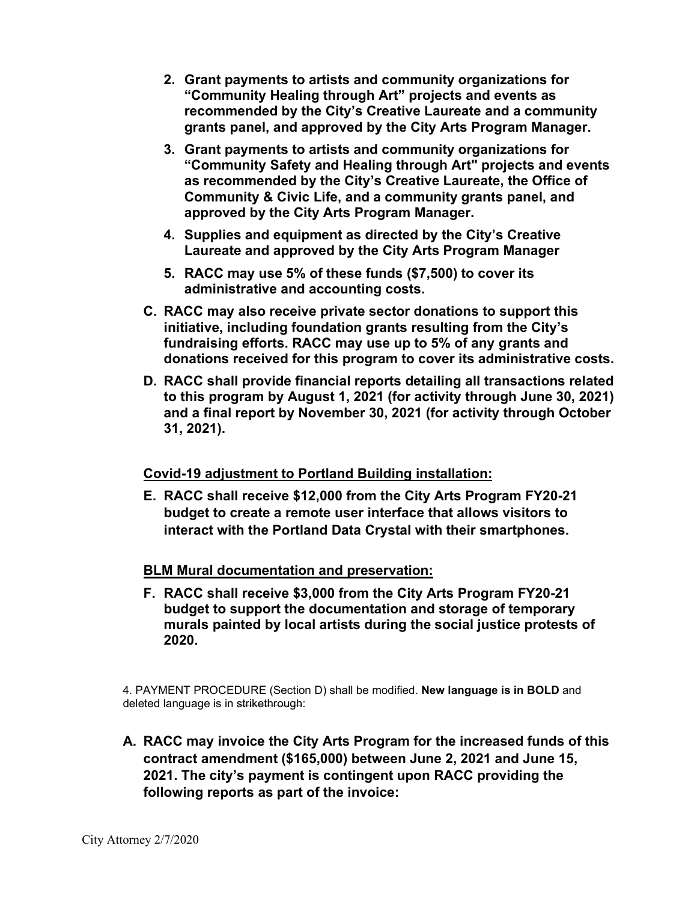2. **Grant payments to artists and community organizations for "Community Healing through Art" projects and events as recommended by the City's Creative Laureate and a community grants panel, and approved by the City Arts Program Manager.**
3. **Grant payments to artists and community organizations for "Community Safety and Healing through Art" projects and events as recommended by the City's Creative Laureate, the Office of Community & Civic Life, and a community grants panel, and approved by the City Arts Program Manager.**
4. **Supplies and equipment as directed by the City's Creative Laureate and approved by the City Arts Program Manager**
5. **RACC may use 5% of these funds ($7,500) to cover its administrative and accounting costs.**

**C. RACC may also receive private sector donations to support this initiative, including foundation grants resulting from the City's fundraising efforts. RACC may use up to 5% of any grants and donations received for this program to cover its administrative costs.**

**D. RACC shall provide financial reports detailing all transactions related to this program by August 1, 2021 (for activity through June 30, 2021) and a final report by November 30, 2021 (for activity through October 31, 2021).**

**Covid-19 adjustment to Portland Building installation:**

**E. RACC shall receive $12,000 from the City Arts Program FY20-21 budget to create a remote user interface that allows visitors to interact with the Portland Data Crystal with their smartphones.**

**BLM Mural documentation and preservation:**

**F. RACC shall receive $3,000 from the City Arts Program FY20-21 budget to support the documentation and storage of temporary murals painted by local artists during the social justice protests of 2020.**

4. PAYMENT PROCEDURE (Section D) shall be modified. **New language is in BOLD** and deleted language is in ~~strikethrough~~:

**A. RACC may invoice the City Arts Program for the increased funds of this contract amendment ($165,000) between June 2, 2021 and June 15, 2021. The city's payment is contingent upon RACC providing the following reports as part of the invoice:**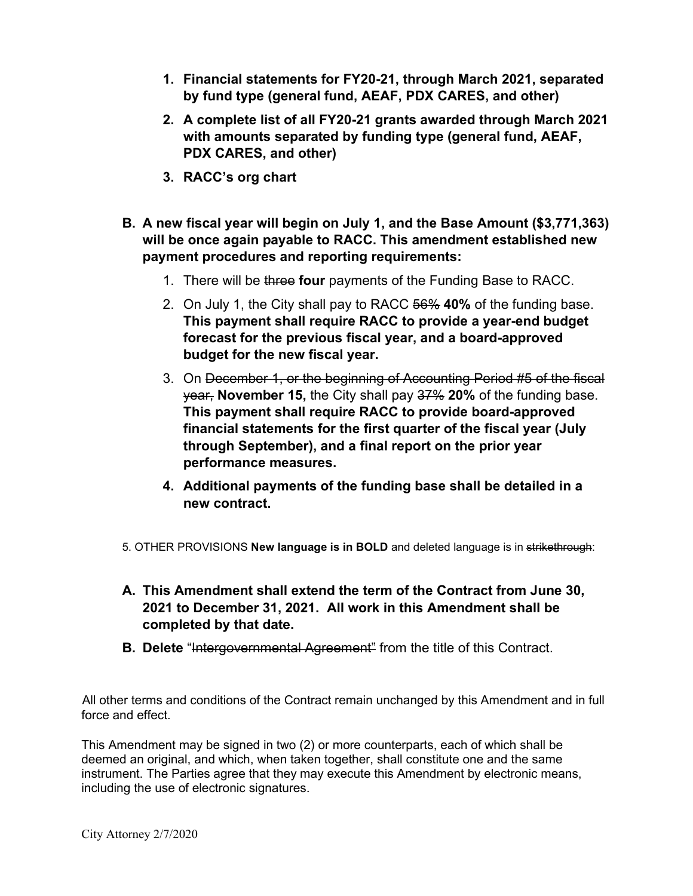1. **Financial statements for FY20-21, through March 2021, separated by fund type (general fund, AEAF, PDX CARES, and other)**
2. **A complete list of all FY20-21 grants awarded through March 2021 with amounts separated by funding type (general fund, AEAF, PDX CARES, and other)**
3. **RACC's org chart**

**B. A new fiscal year will begin on July 1, and the Base Amount ($3,771,363) will be once again payable to RACC. This amendment established new payment procedures and reporting requirements:**

1. There will be ~~three~~ **four** payments of the Funding Base to RACC.
2. On July 1, the City shall pay to RACC ~~56%~~ **40%** of the funding base. **This payment shall require RACC to provide a year-end budget forecast for the previous fiscal year, and a board-approved budget for the new fiscal year.**
3. On ~~December 1, or the beginning of Accounting Period #5 of the fiscal year,~~ **November 15,** the City shall pay ~~37%~~ **20%** of the funding base. **This payment shall require RACC to provide board-approved financial statements for the first quarter of the fiscal year (July through September), and a final report on the prior year performance measures.**
4. **Additional payments of the funding base shall be detailed in a new contract.**

5. OTHER PROVISIONS **New language is in BOLD** and deleted language is in ~~strikethrough~~:

**A. This Amendment shall extend the term of the Contract from June 30, 2021 to December 31, 2021. All work in this Amendment shall be completed by that date.**

**B. Delete** "~~Intergovernmental Agreement~~" from the title of this Contract.

All other terms and conditions of the Contract remain unchanged by this Amendment and in full force and effect.

This Amendment may be signed in two (2) or more counterparts, each of which shall be deemed an original, and which, when taken together, shall constitute one and the same instrument. The Parties agree that they may execute this Amendment by electronic means, including the use of electronic signatures.

City Attorney 2/7/2020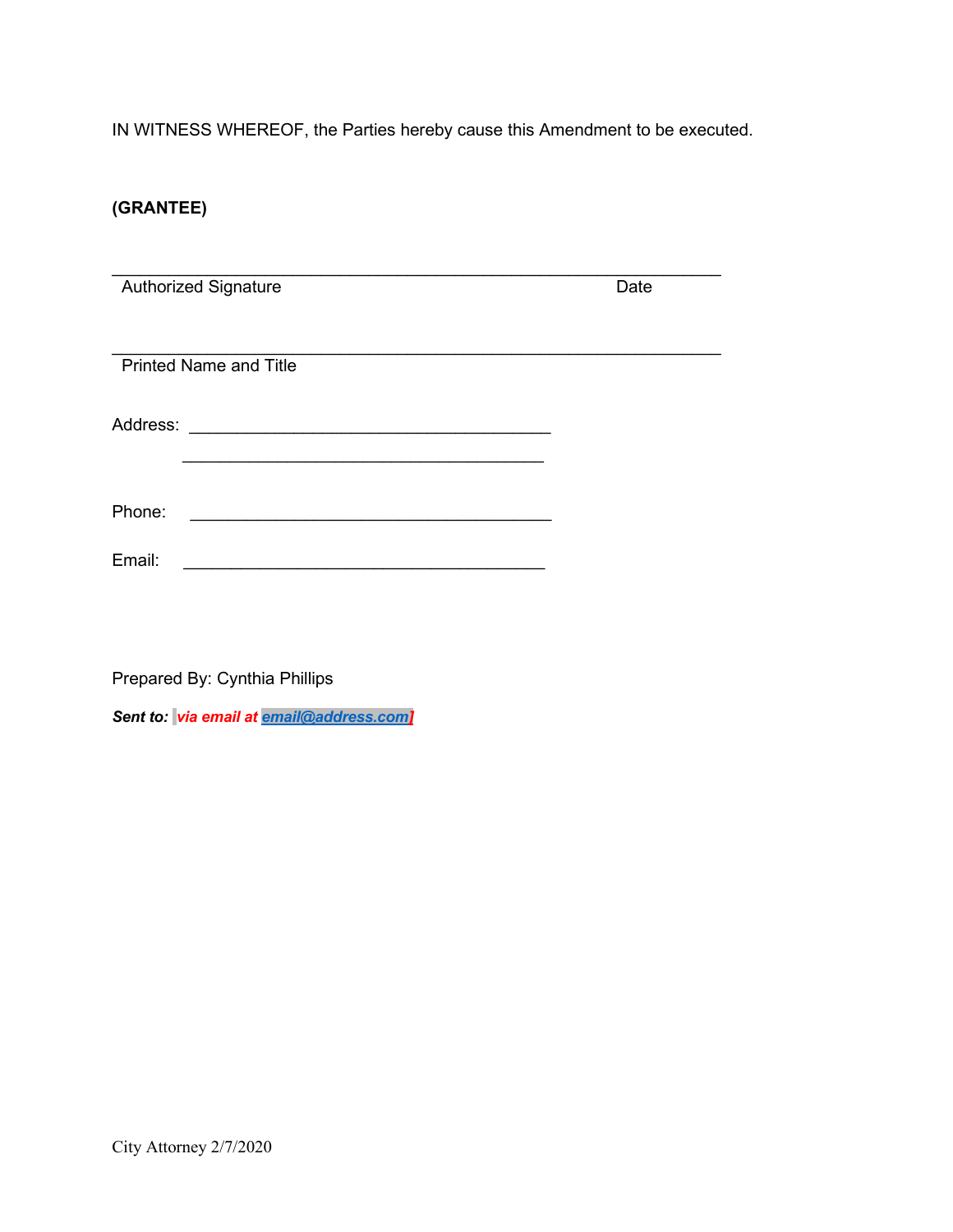IN WITNESS WHEREOF, the Parties hereby cause this Amendment to be executed.

**(GRANTEE)**

\_\_\_\_\_\_\_\_\_\_\_\_\_\_\_\_\_\_\_\_\_\_\_\_\_\_\_\_\_\_\_\_\_\_\_\_\_\_\_\_\_\_\_\_\_\_\_\_\_\_\_\_\_\_\_\_\_\_\_\_\_\_
Authorized Signature                                                    Date

\_\_\_\_\_\_\_\_\_\_\_\_\_\_\_\_\_\_\_\_\_\_\_\_\_\_\_\_\_\_\_\_\_\_\_\_\_\_\_\_\_\_\_\_\_\_\_\_\_\_\_\_\_\_\_\_\_\_\_\_\_\_
Printed Name and Title

Address: \_\_\_\_\_\_\_\_\_\_\_\_\_\_\_\_\_\_\_\_\_\_\_\_\_\_\_\_\_\_\_\_\_\_\_\_\_\_\_
\_\_\_\_\_\_\_\_\_\_\_\_\_\_\_\_\_\_\_\_\_\_\_\_\_\_\_\_\_\_\_\_\_\_\_\_\_\_\_

Phone: \_\_\_\_\_\_\_\_\_\_\_\_\_\_\_\_\_\_\_\_\_\_\_\_\_\_\_\_\_\_\_\_\_\_\_\_\_\_\_

Email: \_\_\_\_\_\_\_\_\_\_\_\_\_\_\_\_\_\_\_\_\_\_\_\_\_\_\_\_\_\_\_\_\_\_\_\_\_\_\_

Prepared By: Cynthia Phillips

***Sent to:*** ***via email at email@address.com]***

City Attorney 2/7/2020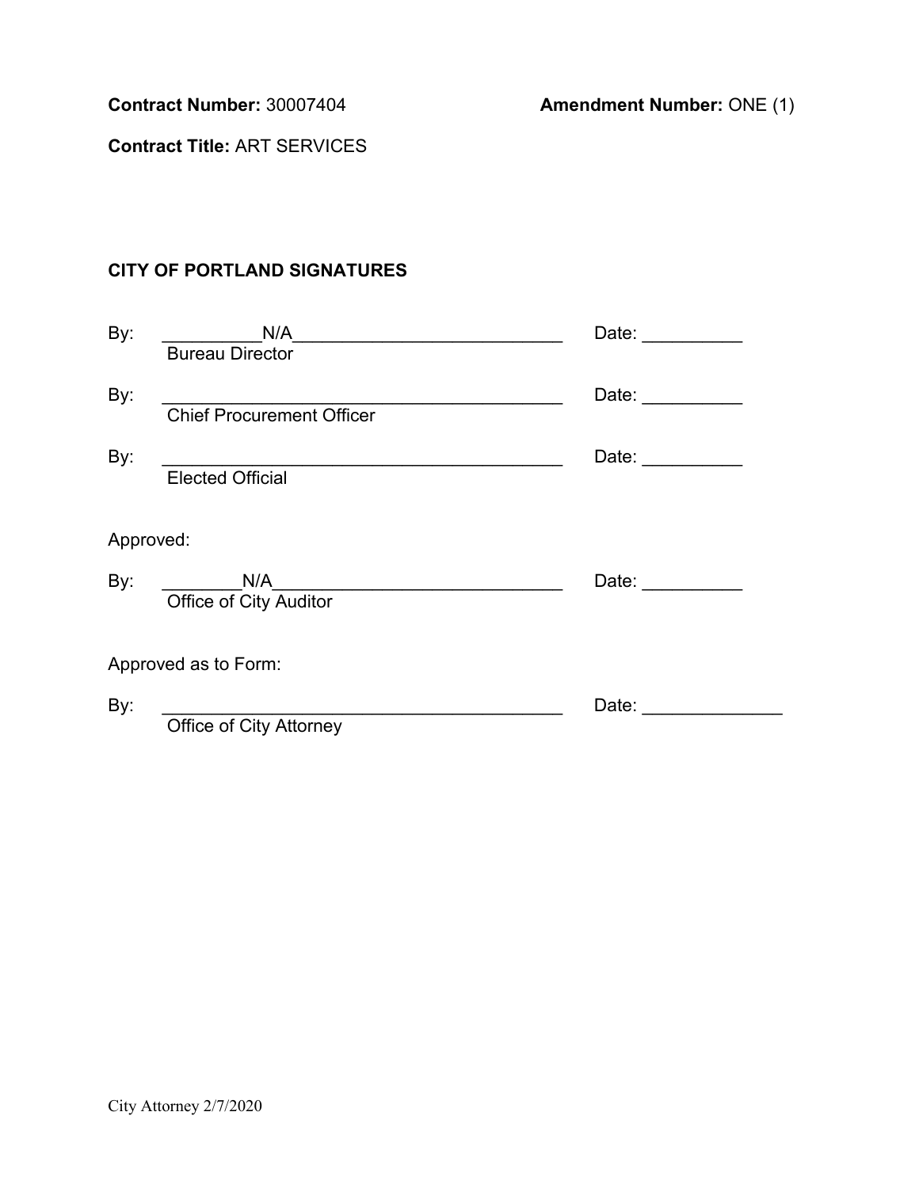**Contract Number:** 30007404 **Amendment Number:** ONE (1)

**Contract Title:** ART SERVICES

**CITY OF PORTLAND SIGNATURES**

By: __________N/A____________________________ Date: __________
Bureau Director

By: __________________________________________ Date: __________
Chief Procurement Officer

By: __________________________________________ Date: __________
Elected Official

Approved:

By: ________N/A______________________________ Date: __________
Office of City Auditor

Approved as to Form:

By: __________________________________________ Date: ______________
Office of City Attorney

City Attorney 2/7/2020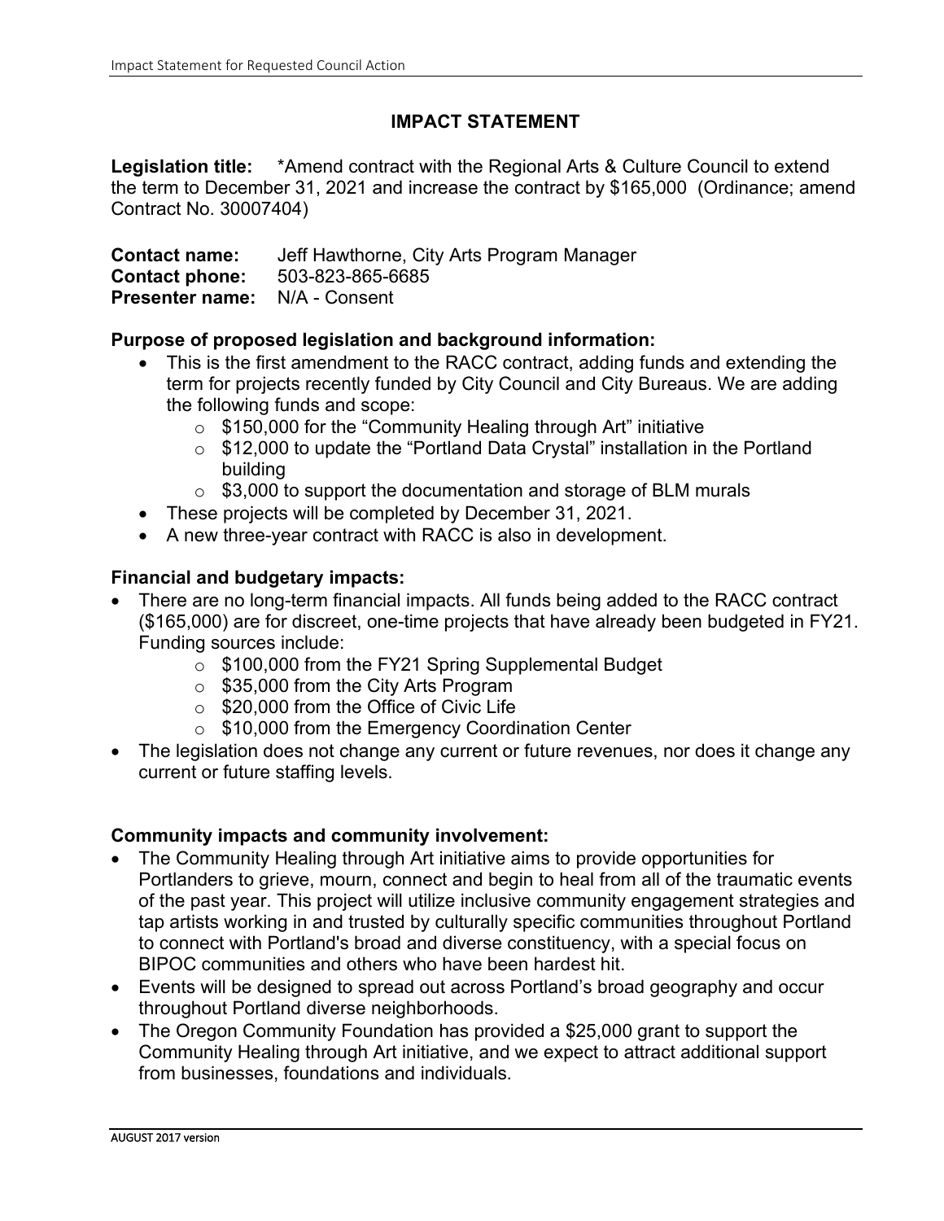# IMPACT STATEMENT

**Legislation title:** *Amend contract with the Regional Arts & Culture Council to extend the term to December 31, 2021 and increase the contract by $165,000 (Ordinance; amend Contract No. 30007404)

**Contact name:** Jeff Hawthorne, City Arts Program Manager
**Contact phone:** 503-823-865-6685
**Presenter name:** N/A - Consent

**Purpose of proposed legislation and background information:**

- This is the first amendment to the RACC contract, adding funds and extending the term for projects recently funded by City Council and City Bureaus. We are adding the following funds and scope:
  - $150,000 for the "Community Healing through Art" initiative
  - $12,000 to update the "Portland Data Crystal" installation in the Portland building
  - $3,000 to support the documentation and storage of BLM murals
- These projects will be completed by December 31, 2021.
- A new three-year contract with RACC is also in development.

**Financial and budgetary impacts:**

- There are no long-term financial impacts. All funds being added to the RACC contract ($165,000) are for discreet, one-time projects that have already been budgeted in FY21. Funding sources include:
  - $100,000 from the FY21 Spring Supplemental Budget
  - $35,000 from the City Arts Program
  - $20,000 from the Office of Civic Life
  - $10,000 from the Emergency Coordination Center
- The legislation does not change any current or future revenues, nor does it change any current or future staffing levels.

**Community impacts and community involvement:**

- The Community Healing through Art initiative aims to provide opportunities for Portlanders to grieve, mourn, connect and begin to heal from all of the traumatic events of the past year. This project will utilize inclusive community engagement strategies and tap artists working in and trusted by culturally specific communities throughout Portland to connect with Portland's broad and diverse constituency, with a special focus on BIPOC communities and others who have been hardest hit.
- Events will be designed to spread out across Portland's broad geography and occur throughout Portland diverse neighborhoods.
- The Oregon Community Foundation has provided a $25,000 grant to support the Community Healing through Art initiative, and we expect to attract additional support from businesses, foundations and individuals.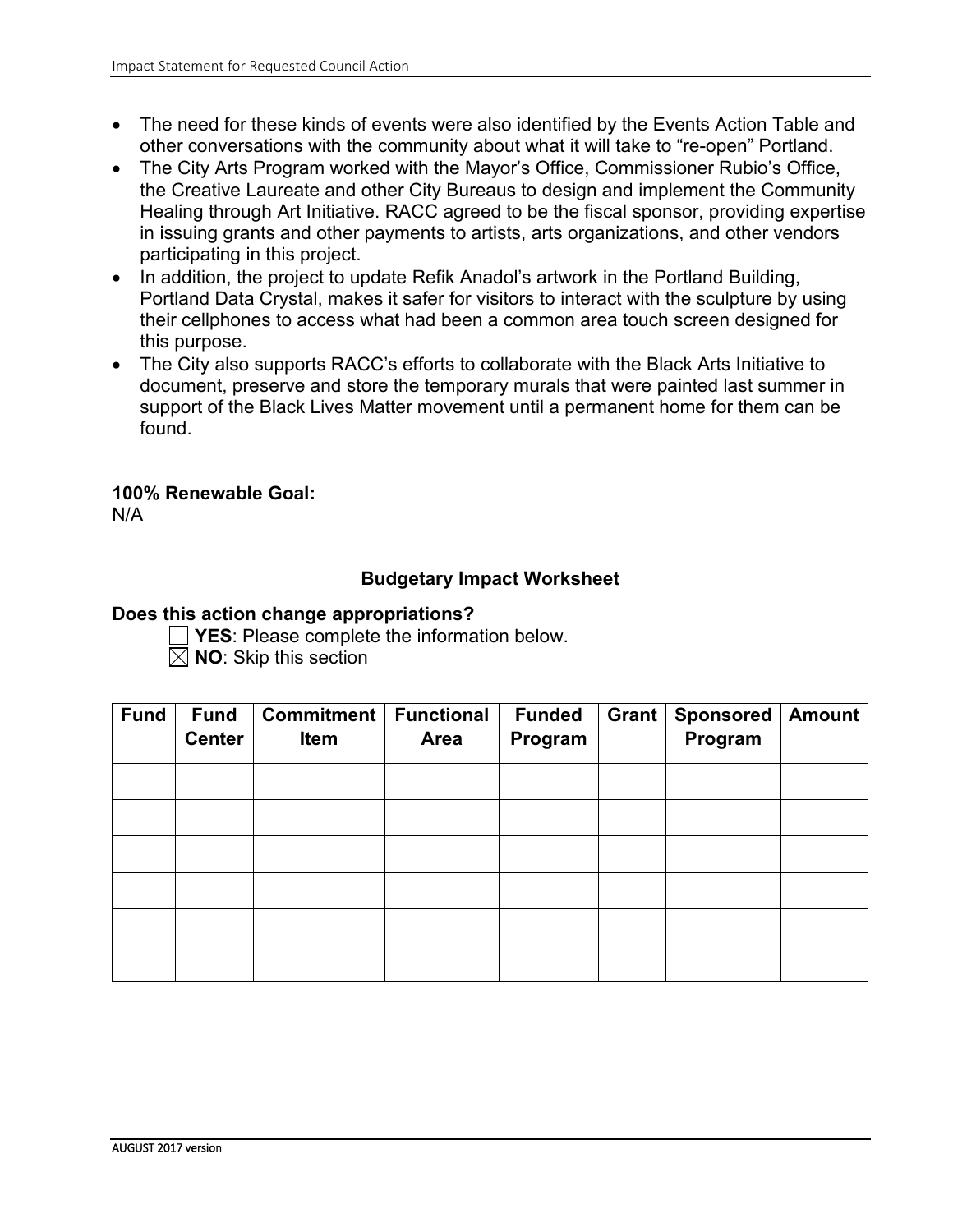- The need for these kinds of events were also identified by the Events Action Table and other conversations with the community about what it will take to "re-open" Portland.
- The City Arts Program worked with the Mayor's Office, Commissioner Rubio's Office, the Creative Laureate and other City Bureaus to design and implement the Community Healing through Art Initiative. RACC agreed to be the fiscal sponsor, providing expertise in issuing grants and other payments to artists, arts organizations, and other vendors participating in this project.
- In addition, the project to update Refik Anadol's artwork in the Portland Building, Portland Data Crystal, makes it safer for visitors to interact with the sculpture by using their cellphones to access what had been a common area touch screen designed for this purpose.
- The City also supports RACC's efforts to collaborate with the Black Arts Initiative to document, preserve and store the temporary murals that were painted last summer in support of the Black Lives Matter movement until a permanent home for them can be found.

**100% Renewable Goal:**
N/A

**Budgetary Impact Worksheet**

**Does this action change appropriations?**

☐ **YES**: Please complete the information below.
☒ **NO**: Skip this section

| Fund | Fund Center | Commitment Item | Functional Area | Funded Program | Grant | Sponsored Program | Amount |
|---|---|---|---|---|---|---|---|
| | | | | | | | |
| | | | | | | | |
| | | | | | | | |
| | | | | | | | |
| | | | | | | | |
| | | | | | | | |